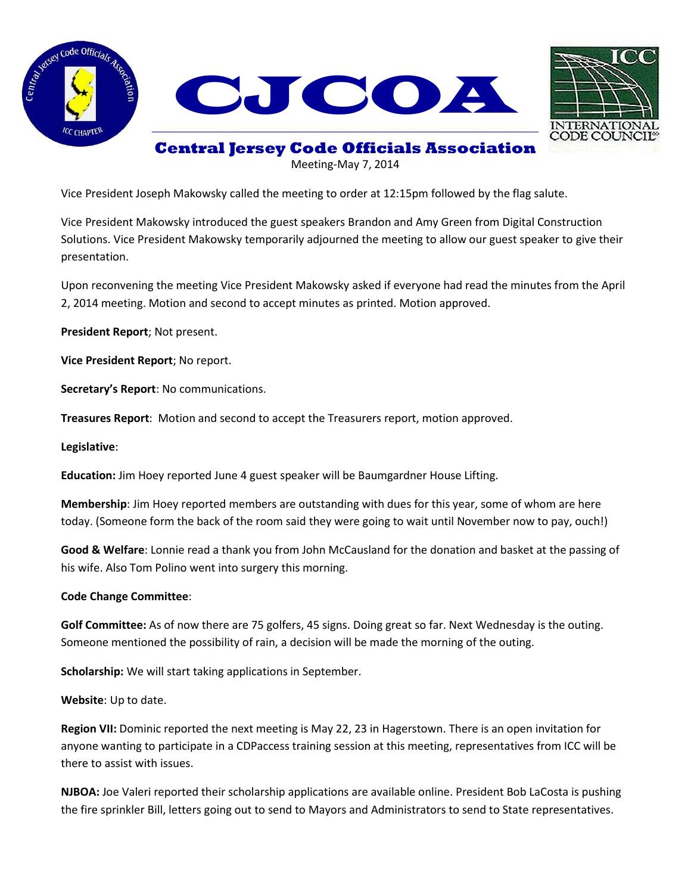# CJCOA

## Central Jersey Code Officials Association

Meeting-May 7, 2014

Vice President Joseph Makowsky called the meeting to order at 12:15pm followed by the flag salute.

Vice President Makowsky introduced the guest speakers Brandon and Amy Green from Digital Construction Solutions. Vice President Makowsky temporarily adjourned the meeting to allow our guest speaker to give their presentation.

Upon reconvening the meeting Vice President Makowsky asked if everyone had read the minutes from the April 2, 2014 meeting. Motion and second to accept minutes as printed. Motion approved.

**President Report**; Not present.

**Vice President Report**; No report.

**Secretary's Report**: No communications.

**Treasures Report**: Motion and second to accept the Treasurers report, motion approved.

**Legislative**:

**Education:** Jim Hoey reported June 4 guest speaker will be Baumgardner House Lifting.

**Membership**: Jim Hoey reported members are outstanding with dues for this year, some of whom are here today. (Someone form the back of the room said they were going to wait until November now to pay, ouch!)

**Good & Welfare**: Lonnie read a thank you from John McCausland for the donation and basket at the passing of his wife. Also Tom Polino went into surgery this morning.

**Code Change Committee**:

**Golf Committee:** As of now there are 75 golfers, 45 signs. Doing great so far. Next Wednesday is the outing. Someone mentioned the possibility of rain, a decision will be made the morning of the outing.

**Scholarship:** We will start taking applications in September.

**Website**: Up to date.

**Region VII:** Dominic reported the next meeting is May 22, 23 in Hagerstown. There is an open invitation for anyone wanting to participate in a CDPaccess training session at this meeting, representatives from ICC will be there to assist with issues.

**NJBOA:** Joe Valeri reported their scholarship applications are available online. President Bob LaCosta is pushing the fire sprinkler Bill, letters going out to send to Mayors and Administrators to send to State representatives.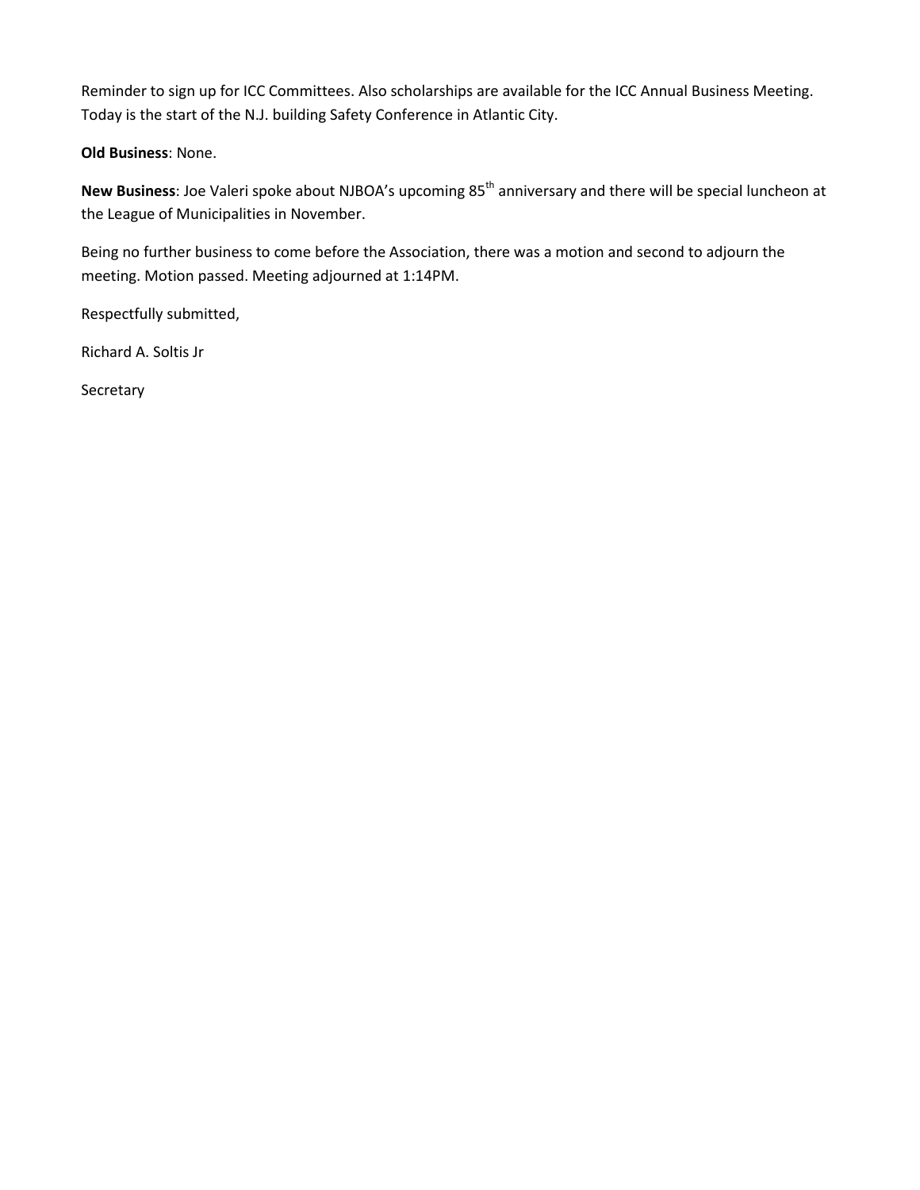Reminder to sign up for ICC Committees. Also scholarships are available for the ICC Annual Business Meeting. Today is the start of the N.J. building Safety Conference in Atlantic City.

**Old Business**: None.

**New Business**: Joe Valeri spoke about NJBOA's upcoming 85th anniversary and there will be special luncheon at the League of Municipalities in November.

Being no further business to come before the Association, there was a motion and second to adjourn the meeting. Motion passed. Meeting adjourned at 1:14PM.

Respectfully submitted,

Richard A. Soltis Jr

Secretary